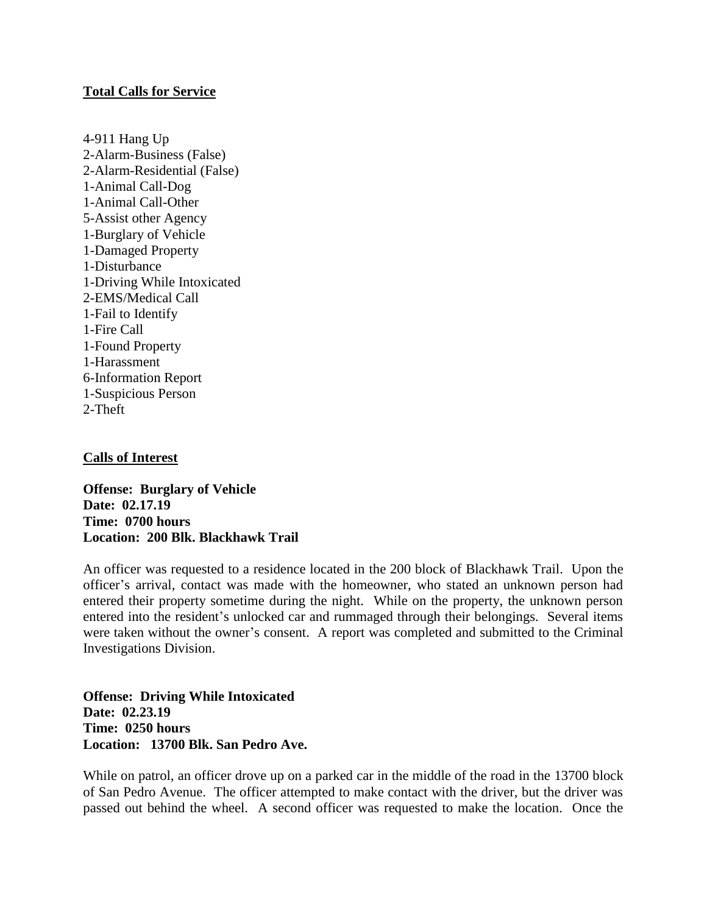**Total Calls for Service**

4-911 Hang Up
2-Alarm-Business (False)
2-Alarm-Residential (False)
1-Animal Call-Dog
1-Animal Call-Other
5-Assist other Agency
1-Burglary of Vehicle
1-Damaged Property
1-Disturbance
1-Driving While Intoxicated
2-EMS/Medical Call
1-Fail to Identify
1-Fire Call
1-Found Property
1-Harassment
6-Information Report
1-Suspicious Person
2-Theft

**Calls of Interest**

**Offense: Burglary of Vehicle**
**Date: 02.17.19**
**Time: 0700 hours**
**Location: 200 Blk. Blackhawk Trail**

An officer was requested to a residence located in the 200 block of Blackhawk Trail. Upon the officer's arrival, contact was made with the homeowner, who stated an unknown person had entered their property sometime during the night. While on the property, the unknown person entered into the resident's unlocked car and rummaged through their belongings. Several items were taken without the owner's consent. A report was completed and submitted to the Criminal Investigations Division.

**Offense: Driving While Intoxicated**
**Date: 02.23.19**
**Time: 0250 hours**
**Location: 13700 Blk. San Pedro Ave.**

While on patrol, an officer drove up on a parked car in the middle of the road in the 13700 block of San Pedro Avenue. The officer attempted to make contact with the driver, but the driver was passed out behind the wheel. A second officer was requested to make the location. Once the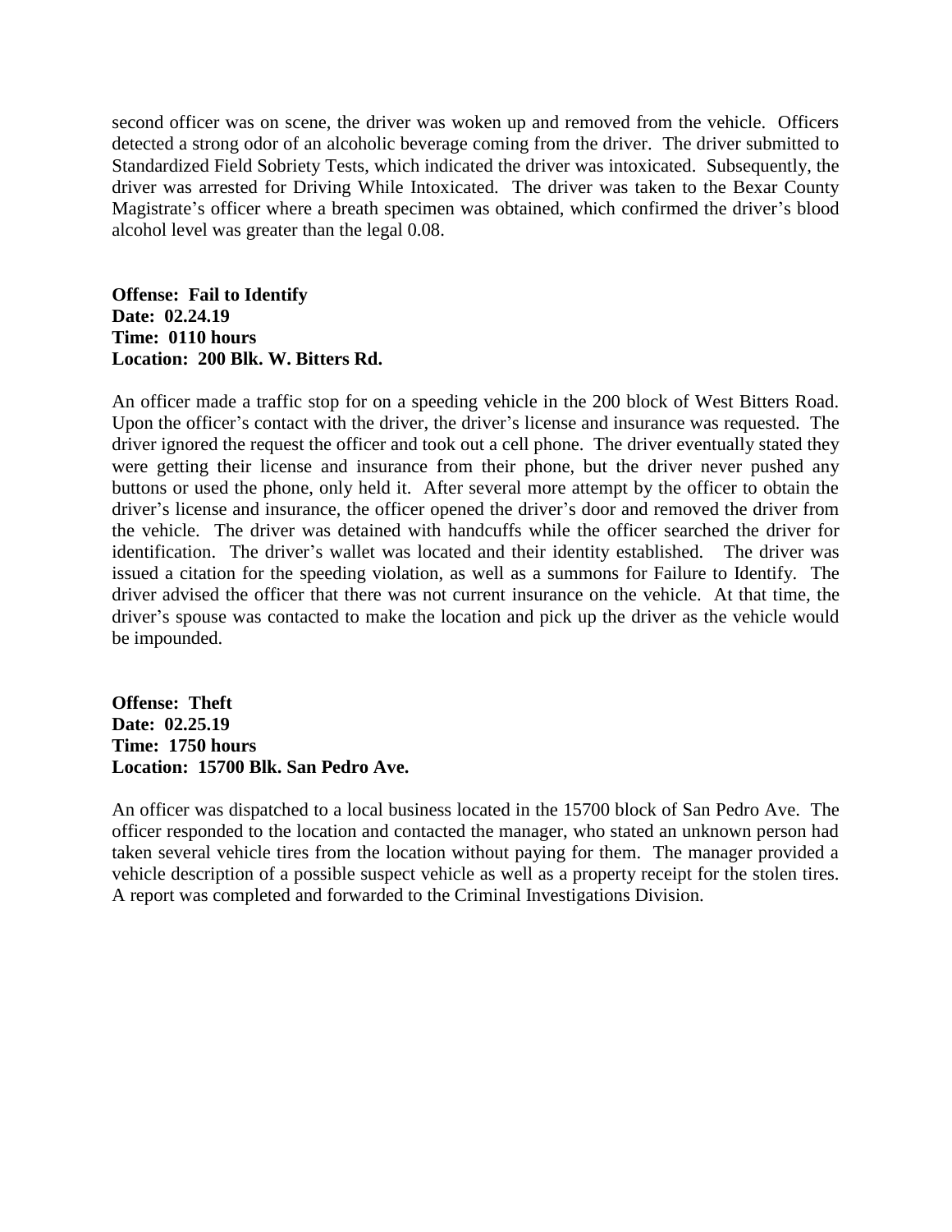second officer was on scene, the driver was woken up and removed from the vehicle. Officers detected a strong odor of an alcoholic beverage coming from the driver. The driver submitted to Standardized Field Sobriety Tests, which indicated the driver was intoxicated. Subsequently, the driver was arrested for Driving While Intoxicated. The driver was taken to the Bexar County Magistrate's officer where a breath specimen was obtained, which confirmed the driver's blood alcohol level was greater than the legal 0.08.

**Offense: Fail to Identify**
**Date: 02.24.19**
**Time: 0110 hours**
**Location: 200 Blk. W. Bitters Rd.**

An officer made a traffic stop for on a speeding vehicle in the 200 block of West Bitters Road. Upon the officer's contact with the driver, the driver's license and insurance was requested. The driver ignored the request the officer and took out a cell phone. The driver eventually stated they were getting their license and insurance from their phone, but the driver never pushed any buttons or used the phone, only held it. After several more attempt by the officer to obtain the driver's license and insurance, the officer opened the driver's door and removed the driver from the vehicle. The driver was detained with handcuffs while the officer searched the driver for identification. The driver's wallet was located and their identity established. The driver was issued a citation for the speeding violation, as well as a summons for Failure to Identify. The driver advised the officer that there was not current insurance on the vehicle. At that time, the driver's spouse was contacted to make the location and pick up the driver as the vehicle would be impounded.

**Offense: Theft**
**Date: 02.25.19**
**Time: 1750 hours**
**Location: 15700 Blk. San Pedro Ave.**

An officer was dispatched to a local business located in the 15700 block of San Pedro Ave. The officer responded to the location and contacted the manager, who stated an unknown person had taken several vehicle tires from the location without paying for them. The manager provided a vehicle description of a possible suspect vehicle as well as a property receipt for the stolen tires. A report was completed and forwarded to the Criminal Investigations Division.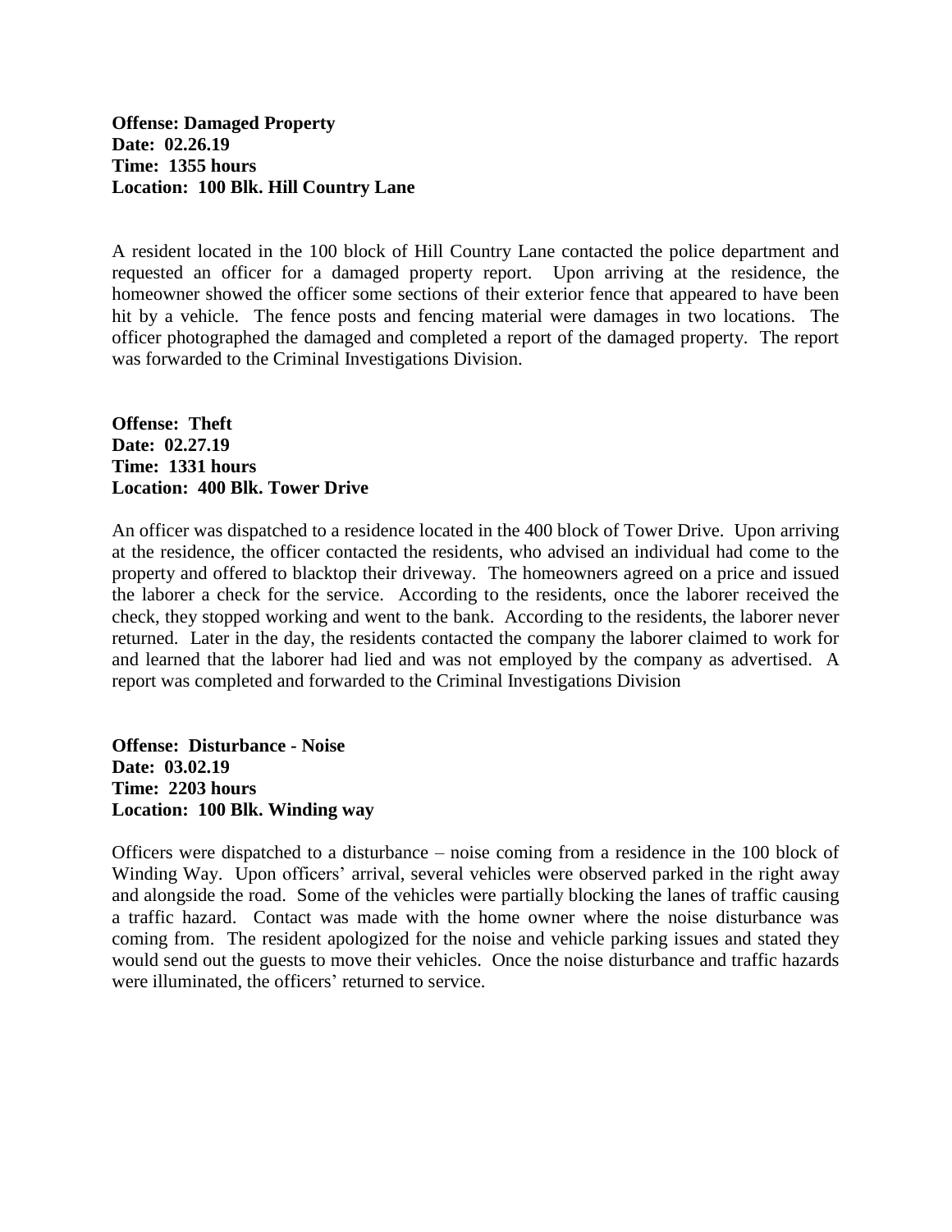**Offense: Damaged Property**
**Date: 02.26.19**
**Time: 1355 hours**
**Location: 100 Blk. Hill Country Lane**

A resident located in the 100 block of Hill Country Lane contacted the police department and requested an officer for a damaged property report. Upon arriving at the residence, the homeowner showed the officer some sections of their exterior fence that appeared to have been hit by a vehicle. The fence posts and fencing material were damages in two locations. The officer photographed the damaged and completed a report of the damaged property. The report was forwarded to the Criminal Investigations Division.

**Offense: Theft**
**Date: 02.27.19**
**Time: 1331 hours**
**Location: 400 Blk. Tower Drive**

An officer was dispatched to a residence located in the 400 block of Tower Drive. Upon arriving at the residence, the officer contacted the residents, who advised an individual had come to the property and offered to blacktop their driveway. The homeowners agreed on a price and issued the laborer a check for the service. According to the residents, once the laborer received the check, they stopped working and went to the bank. According to the residents, the laborer never returned. Later in the day, the residents contacted the company the laborer claimed to work for and learned that the laborer had lied and was not employed by the company as advertised. A report was completed and forwarded to the Criminal Investigations Division

**Offense: Disturbance - Noise**
**Date: 03.02.19**
**Time: 2203 hours**
**Location: 100 Blk. Winding way**

Officers were dispatched to a disturbance – noise coming from a residence in the 100 block of Winding Way. Upon officers' arrival, several vehicles were observed parked in the right away and alongside the road. Some of the vehicles were partially blocking the lanes of traffic causing a traffic hazard. Contact was made with the home owner where the noise disturbance was coming from. The resident apologized for the noise and vehicle parking issues and stated they would send out the guests to move their vehicles. Once the noise disturbance and traffic hazards were illuminated, the officers' returned to service.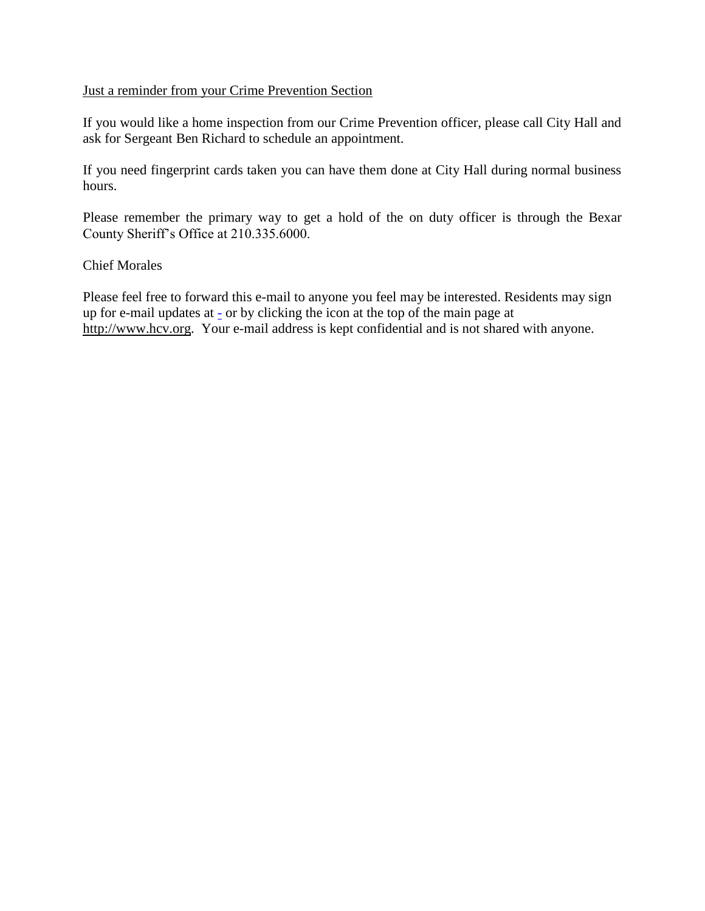Just a reminder from your Crime Prevention Section

If you would like a home inspection from our Crime Prevention officer, please call City Hall and ask for Sergeant Ben Richard to schedule an appointment.

If you need fingerprint cards taken you can have them done at City Hall during normal business hours.

Please remember the primary way to get a hold of the on duty officer is through the Bexar County Sheriff's Office at 210.335.6000.

Chief Morales

Please feel free to forward this e-mail to anyone you feel may be interested. Residents may sign up for e-mail updates at - or by clicking the icon at the top of the main page at http://www.hcv.org. Your e-mail address is kept confidential and is not shared with anyone.